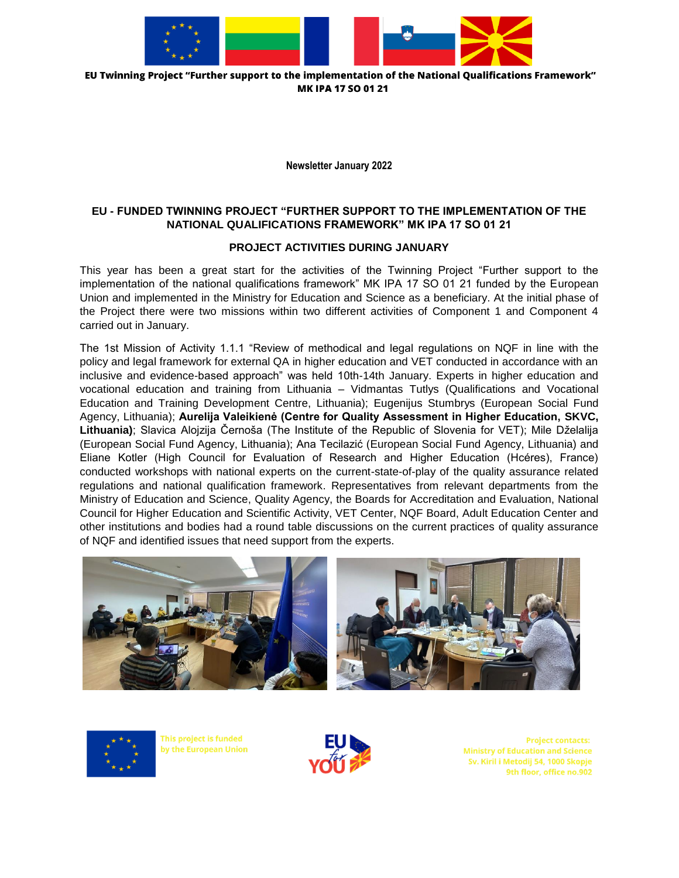EU Twinning Project "Further support to the implementation of the National Qualifications Framework"
MK IPA 17 SO 01 21

**Newsletter January 2022**

## EU - FUNDED TWINNING PROJECT "FURTHER SUPPORT TO THE IMPLEMENTATION OF THE NATIONAL QUALIFICATIONS FRAMEWORK" MK IPA 17 SO 01 21

### PROJECT ACTIVITIES DURING JANUARY

This year has been a great start for the activities of the Twinning Project "Further support to the implementation of the national qualifications framework" MK IPA 17 SO 01 21 funded by the European Union and implemented in the Ministry for Education and Science as a beneficiary. At the initial phase of the Project there were two missions within two different activities of Component 1 and Component 4 carried out in January.

The 1st Mission of Activity 1.1.1 "Review of methodical and legal regulations on NQF in line with the policy and legal framework for external QA in higher education and VET conducted in accordance with an inclusive and evidence-based approach" was held 10th-14th January. Experts in higher education and vocational education and training from Lithuania – Vidmantas Tutlys (Qualifications and Vocational Education and Training Development Centre, Lithuania); Eugenijus Stumbrys (European Social Fund Agency, Lithuania); **Aurelija Valeikienė (Centre for Quality Assessment in Higher Education, SKVC, Lithuania)**; Slavica Alojzija Černoša (The Institute of the Republic of Slovenia for VET); Mile Dželalija (European Social Fund Agency, Lithuania); Ana Tecilazić (European Social Fund Agency, Lithuania) and Eliane Kotler (High Council for Evaluation of Research and Higher Education (Hcéres), France) conducted workshops with national experts on the current-state-of-play of the quality assurance related regulations and national qualification framework. Representatives from relevant departments from the Ministry of Education and Science, Quality Agency, the Boards for Accreditation and Evaluation, National Council for Higher Education and Scientific Activity, VET Center, NQF Board, Adult Education Center and other institutions and bodies had a round table discussions on the current practices of quality assurance of NQF and identified issues that need support from the experts.

This project is funded by the European Union

Project contacts:
Ministry of Education and Science
Sv. Kiril i Metodij 54, 1000 Skopje
9th floor, office no.902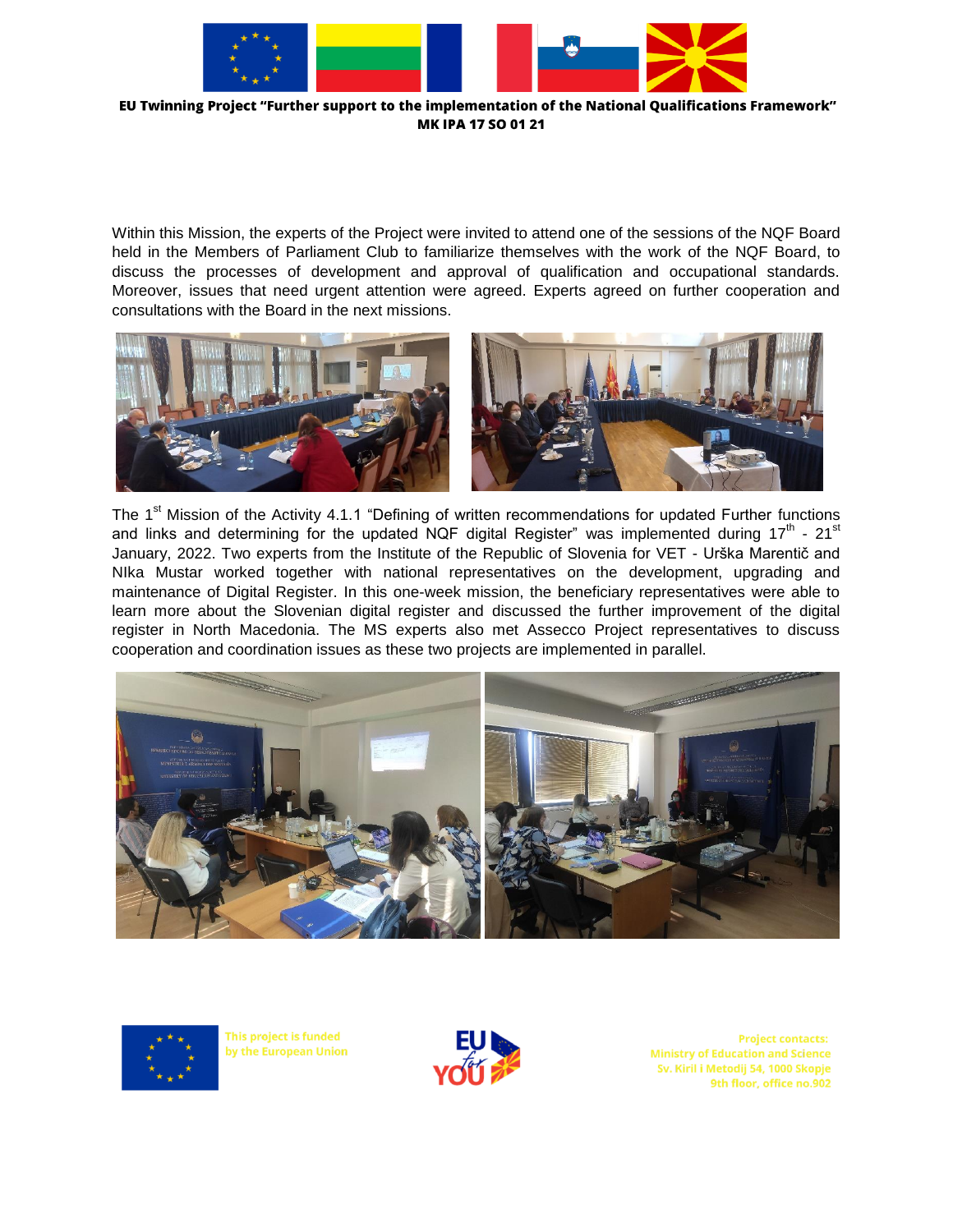Within this Mission, the experts of the Project were invited to attend one of the sessions of the NQF Board held in the Members of Parliament Club to familiarize themselves with the work of the NQF Board, to discuss the processes of development and approval of qualification and occupational standards. Moreover, issues that need urgent attention were agreed. Experts agreed on further cooperation and consultations with the Board in the next missions.

The 1st Mission of the Activity 4.1.1 "Defining of written recommendations for updated Further functions and links and determining for the updated NQF digital Register" was implemented during 17th - 21st January, 2022. Two experts from the Institute of the Republic of Slovenia for VET - Urška Marentič and NIka Mustar worked together with national representatives on the development, upgrading and maintenance of Digital Register. In this one-week mission, the beneficiary representatives were able to learn more about the Slovenian digital register and discussed the further improvement of the digital register in North Macedonia. The MS experts also met Assecco Project representatives to discuss cooperation and coordination issues as these two projects are implemented in parallel.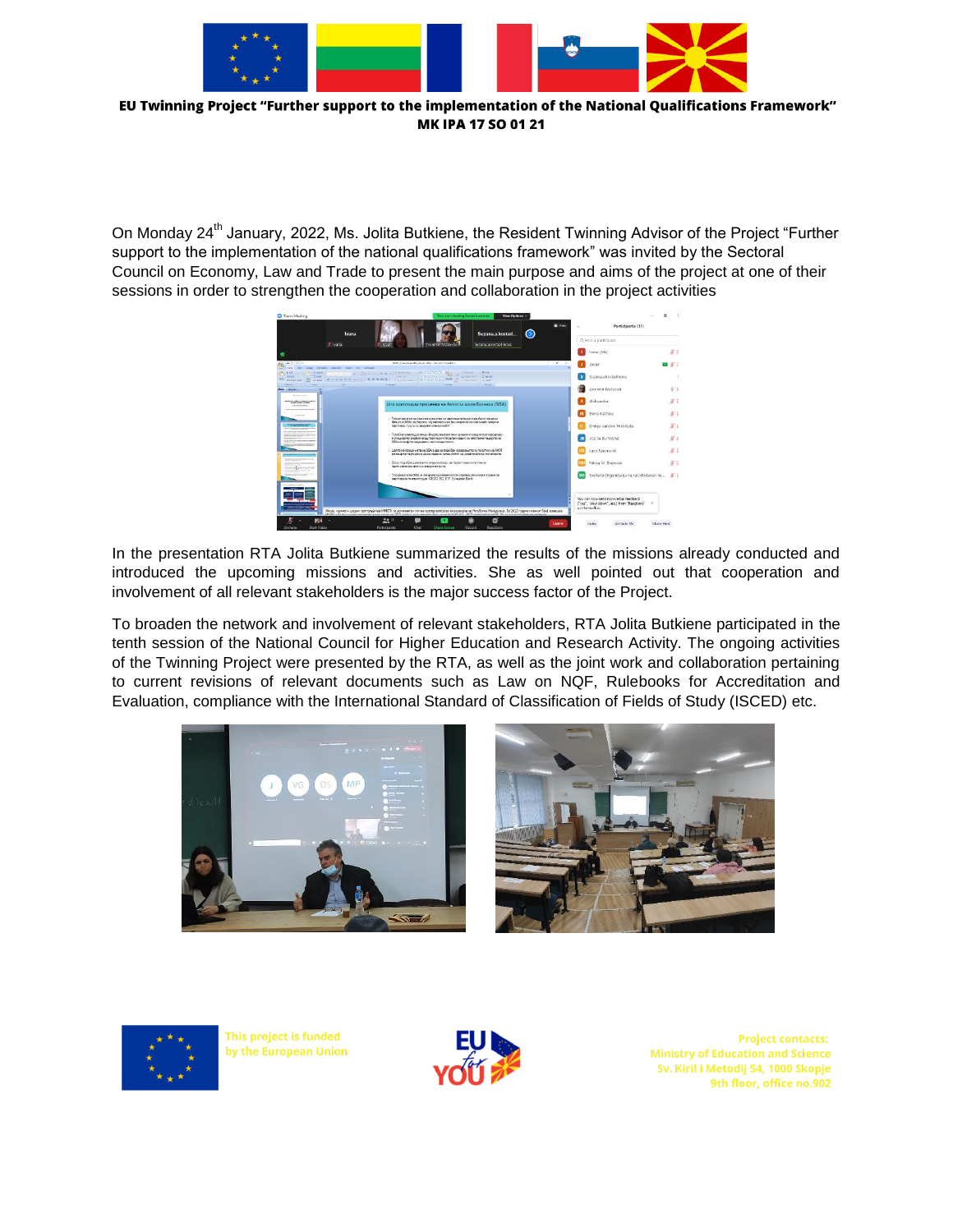On Monday 24th January, 2022, Ms. Jolita Butkiene, the Resident Twinning Advisor of the Project “Further support to the implementation of the national qualifications framework” was invited by the Sectoral Council on Economy, Law and Trade to present the main purpose and aims of the project at one of their sessions in order to strengthen the cooperation and collaboration in the project activities

In the presentation RTA Jolita Butkiene summarized the results of the missions already conducted and introduced the upcoming missions and activities. She as well pointed out that cooperation and involvement of all relevant stakeholders is the major success factor of the Project.

To broaden the network and involvement of relevant stakeholders, RTA Jolita Butkiene participated in the tenth session of the National Council for Higher Education and Research Activity. The ongoing activities of the Twinning Project were presented by the RTA, as well as the joint work and collaboration pertaining to current revisions of relevant documents such as Law on NQF, Rulebooks for Accreditation and Evaluation, compliance with the International Standard of Classification of Fields of Study (ISCED) etc.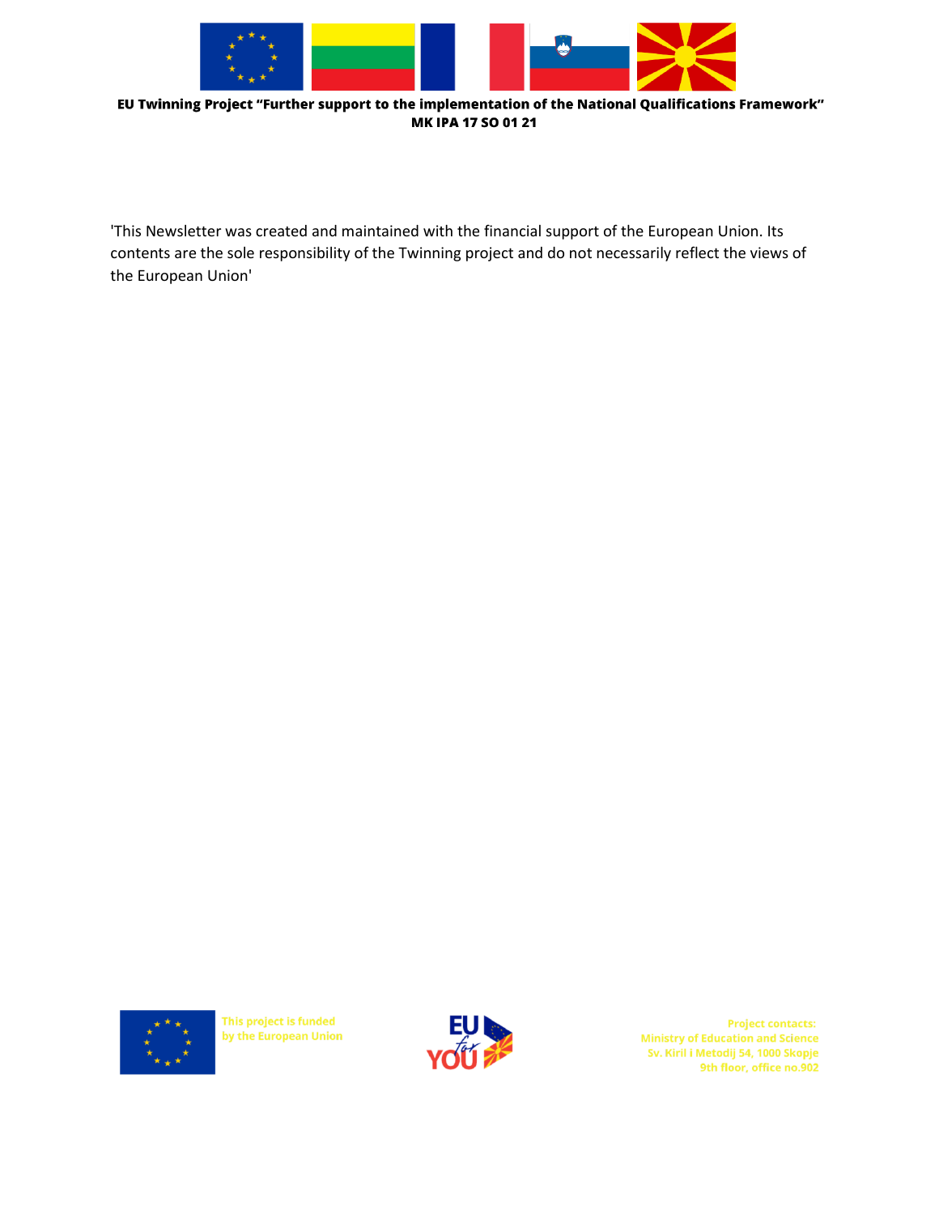'This Newsletter was created and maintained with the financial support of the European Union. Its contents are the sole responsibility of the Twinning project and do not necessarily reflect the views of the European Union'